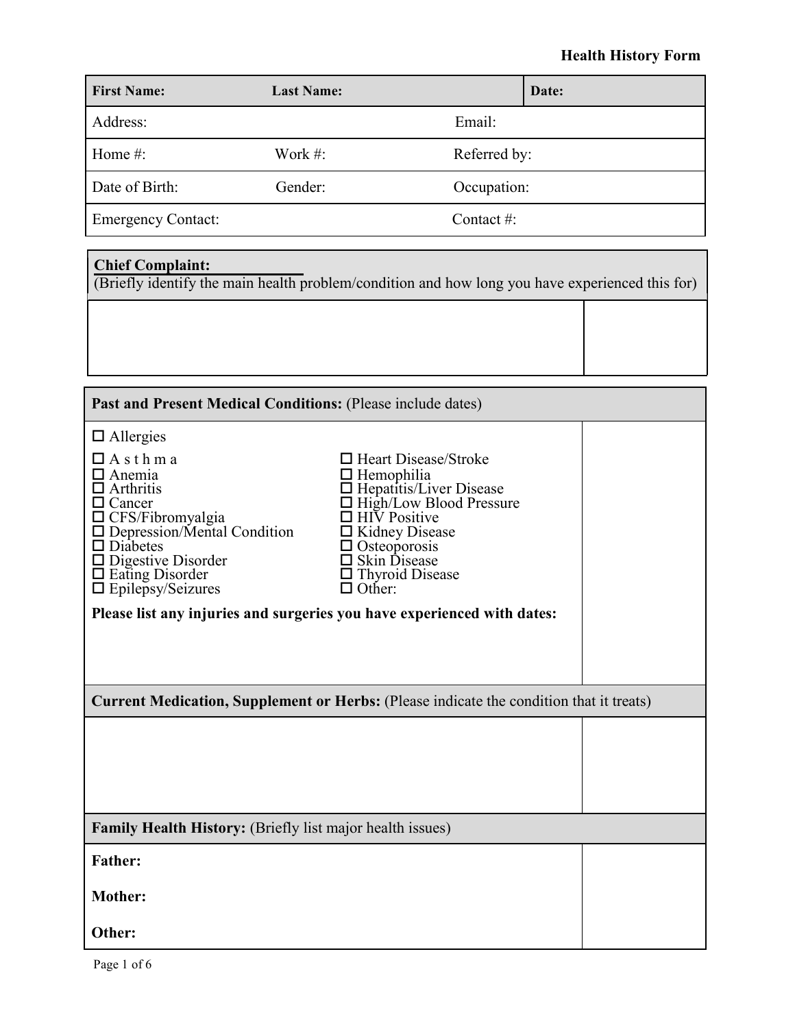# Health History Form

| First Name: | Last Name: | | Date: |
|---|---|---|---|
| Address: | | Email: | |
| Home #: | Work #: | Referred by: | |
| Date of Birth: | Gender: | Occupation: | |
| Emergency Contact: | | Contact #: | |

**Chief Complaint:**
(Briefly identify the main health problem/condition and how long you have experienced this for)

**Past and Present Medical Conditions:** (Please include dates)

- ☐ Allergies
- ☐ Asthma
- ☐ Anemia
- ☐ Arthritis
- ☐ Cancer
- ☐ CFS/Fibromyalgia
- ☐ Depression/Mental Condition
- ☐ Diabetes
- ☐ Digestive Disorder
- ☐ Eating Disorder
- ☐ Epilepsy/Seizures
- ☐ Heart Disease/Stroke
- ☐ Hemophilia
- ☐ Hepatitis/Liver Disease
- ☐ High/Low Blood Pressure
- ☐ HIV Positive
- ☐ Kidney Disease
- ☐ Osteoporosis
- ☐ Skin Disease
- ☐ Thyroid Disease
- ☐ Other:

**Please list any injuries and surgeries you have experienced with dates:**

**Current Medication, Supplement or Herbs:** (Please indicate the condition that it treats)

**Family Health History:** (Briefly list major health issues)

**Father:**

**Mother:**

**Other:**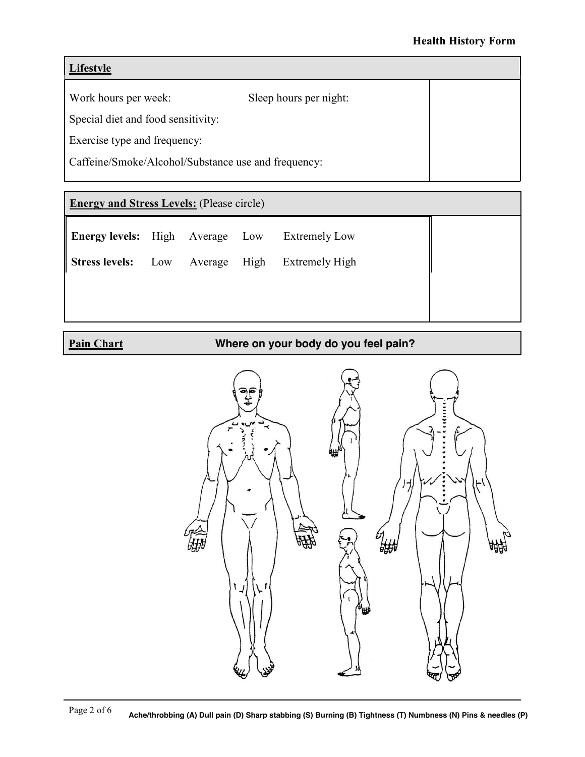**Health History Form**

## Lifestyle

Work hours per week: Sleep hours per night:

Special diet and food sensitivity:

Exercise type and frequency:

Caffeine/Smoke/Alcohol/Substance use and frequency:

## Energy and Stress Levels: (Please circle)

**Energy levels:** High Average Low Extremely Low

**Stress levels:** Low Average High Extremely High

## Pain Chart

**Where on your body do you feel pain?**

**Ache/throbbing (A) Dull pain (D) Sharp stabbing (S) Burning (B) Tightness (T) Numbness (N) Pins & needles (P)**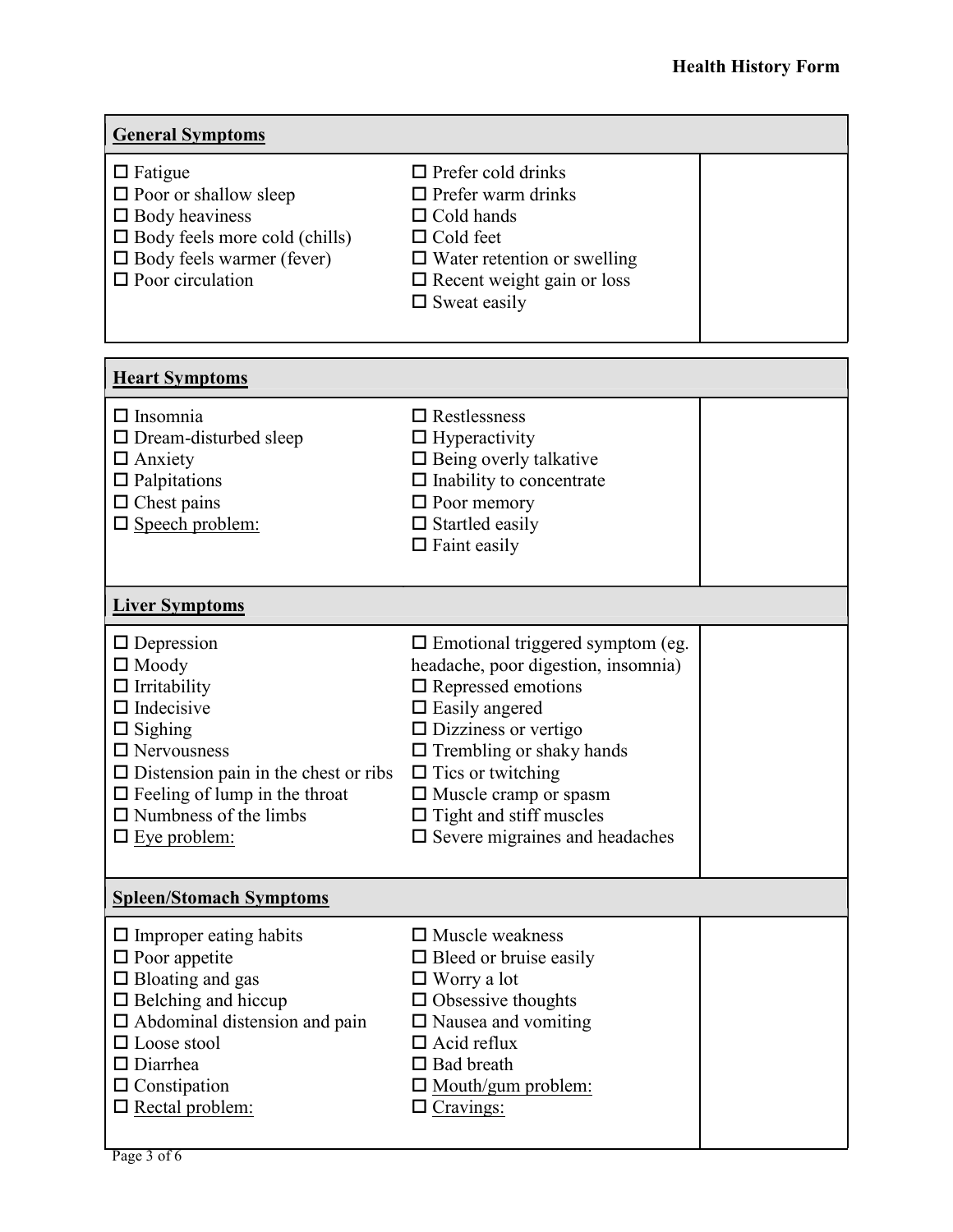**Health History Form**

| **General Symptoms** | | |
|---|---|---|
| ☐ Fatigue<br>☐ Poor or shallow sleep<br>☐ Body heaviness<br>☐ Body feels more cold (chills)<br>☐ Body feels warmer (fever)<br>☐ Poor circulation | ☐ Prefer cold drinks<br>☐ Prefer warm drinks<br>☐ Cold hands<br>☐ Cold feet<br>☐ Water retention or swelling<br>☐ Recent weight gain or loss<br>☐ Sweat easily | |

| **Heart Symptoms** | | |
|---|---|---|
| ☐ Insomnia<br>☐ Dream-disturbed sleep<br>☐ Anxiety<br>☐ Palpitations<br>☐ Chest pains<br>☐ <u>Speech problem:</u> | ☐ Restlessness<br>☐ Hyperactivity<br>☐ Being overly talkative<br>☐ Inability to concentrate<br>☐ Poor memory<br>☐ Startled easily<br>☐ Faint easily | |
| **Liver Symptoms** | | |
| ☐ Depression<br>☐ Moody<br>☐ Irritability<br>☐ Indecisive<br>☐ Sighing<br>☐ Nervousness<br>☐ Distension pain in the chest or ribs<br>☐ Feeling of lump in the throat<br>☐ Numbness of the limbs<br>☐ <u>Eye problem:</u> | ☐ Emotional triggered symptom (eg. headache, poor digestion, insomnia)<br>☐ Repressed emotions<br>☐ Easily angered<br>☐ Dizziness or vertigo<br>☐ Trembling or shaky hands<br>☐ Tics or twitching<br>☐ Muscle cramp or spasm<br>☐ Tight and stiff muscles<br>☐ Severe migraines and headaches | |
| **Spleen/Stomach Symptoms** | | |
| ☐ Improper eating habits<br>☐ Poor appetite<br>☐ Bloating and gas<br>☐ Belching and hiccup<br>☐ Abdominal distension and pain<br>☐ Loose stool<br>☐ Diarrhea<br>☐ Constipation<br>☐ <u>Rectal problem:</u> | ☐ Muscle weakness<br>☐ Bleed or bruise easily<br>☐ Worry a lot<br>☐ Obsessive thoughts<br>☐ Nausea and vomiting<br>☐ Acid reflux<br>☐ Bad breath<br>☐ <u>Mouth/gum problem:</u><br>☐ <u>Cravings:</u> | |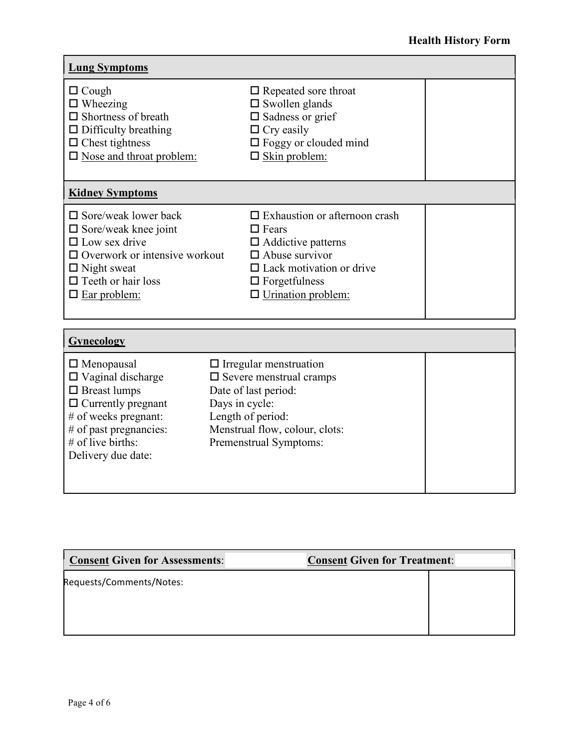## Health History Form

| **Lung Symptoms** | | |
|---|---|---|
| ☐ Cough<br>☐ Wheezing<br>☐ Shortness of breath<br>☐ Difficulty breathing<br>☐ Chest tightness<br>☐ Nose and throat problem: | ☐ Repeated sore throat<br>☐ Swollen glands<br>☐ Sadness or grief<br>☐ Cry easily<br>☐ Foggy or clouded mind<br>☐ Skin problem: | |

| **Kidney Symptoms** | | |
|---|---|---|
| ☐ Sore/weak lower back<br>☐ Sore/weak knee joint<br>☐ Low sex drive<br>☐ Overwork or intensive workout<br>☐ Night sweat<br>☐ Teeth or hair loss<br>☐ Ear problem: | ☐ Exhaustion or afternoon crash<br>☐ Fears<br>☐ Addictive patterns<br>☐ Abuse survivor<br>☐ Lack motivation or drive<br>☐ Forgetfulness<br>☐ Urination problem: | |

| **Gynecology** | | |
|---|---|---|
| ☐ Menopausal<br>☐ Vaginal discharge<br>☐ Breast lumps<br>☐ Currently pregnant<br># of weeks pregnant:<br># of past pregnancies:<br># of live births:<br>Delivery due date: | ☐ Irregular menstruation<br>☐ Severe menstrual cramps<br>Date of last period:<br>Days in cycle:<br>Length of period:<br>Menstrual flow, colour, clots:<br>Premenstrual Symptoms: | |

| **Consent Given for Assessments**: | **Consent Given for Treatment**: |
|---|---|
| Requests/Comments/Notes: | |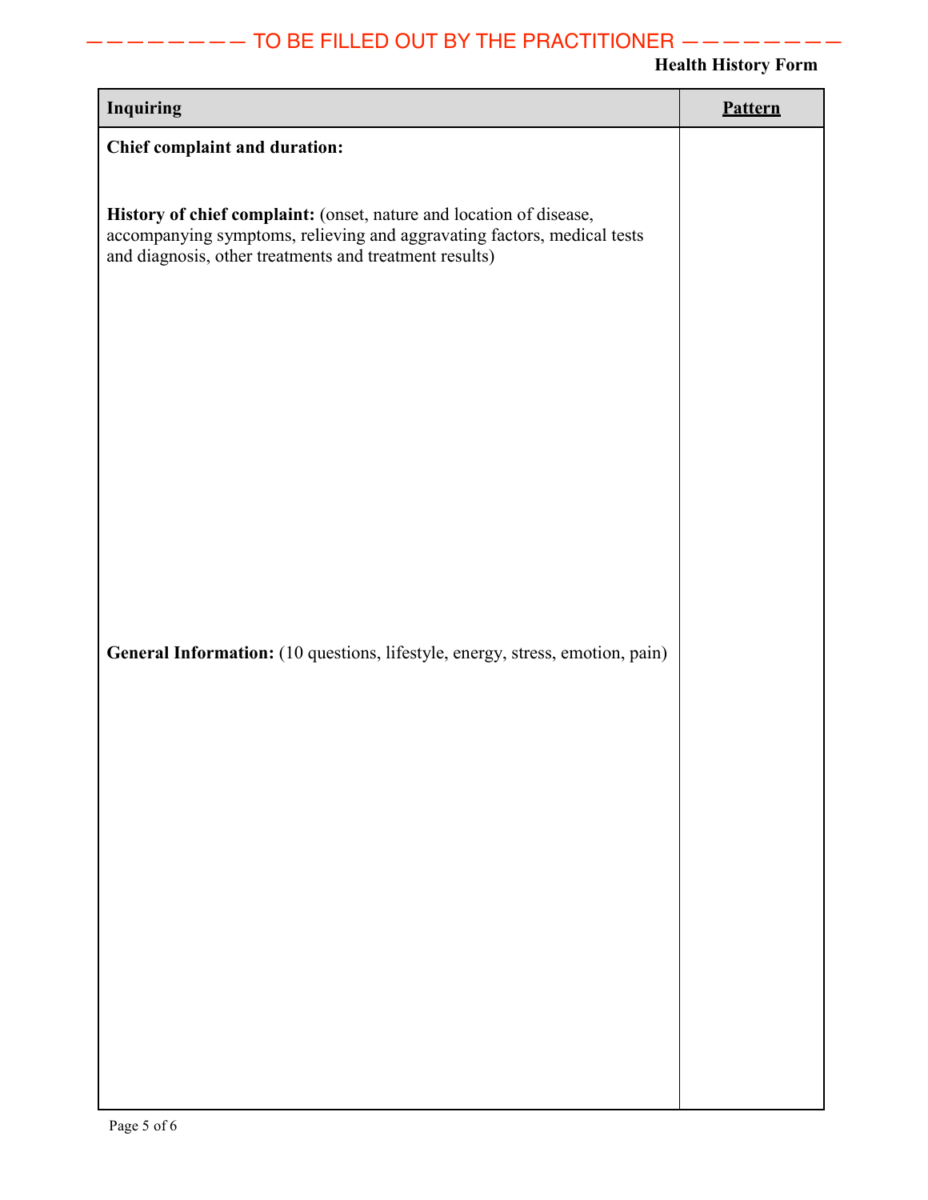——————— TO BE FILLED OUT BY THE PRACTITIONER ———————

**Health History Form**

| Inquiring | Pattern |
| --- | --- |
| **Chief complaint and duration:**<br><br>**History of chief complaint:** (onset, nature and location of disease, accompanying symptoms, relieving and aggravating factors, medical tests and diagnosis, other treatments and treatment results)<br><br>**General Information:** (10 questions, lifestyle, energy, stress, emotion, pain) | |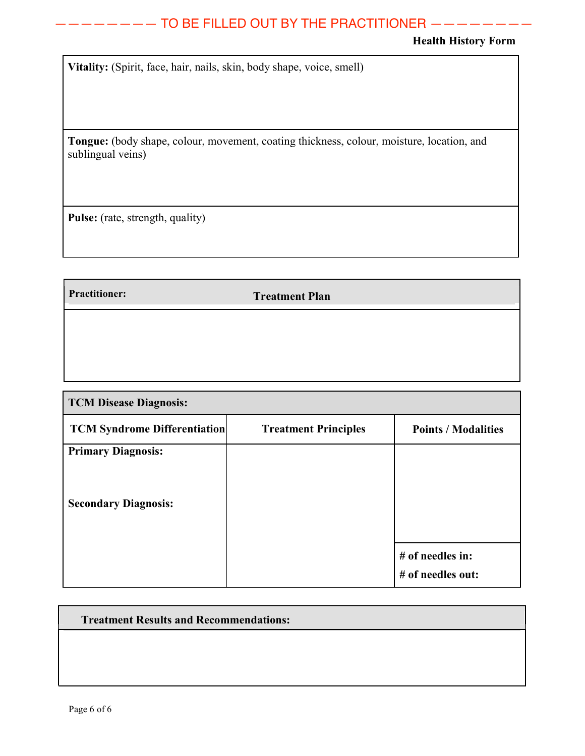——————— TO BE FILLED OUT BY THE PRACTITIONER ———————

**Health History Form**

| |
|---|
| **Vitality:** (Spirit, face, hair, nails, skin, body shape, voice, smell) |
| **Tongue:** (body shape, colour, movement, coating thickness, colour, moisture, location, and sublingual veins) |
| **Pulse:** (rate, strength, quality) |

| **Practitioner:** **Treatment Plan** |
|---|
| |

| **TCM Disease Diagnosis:** | | |
|---|---|---|
| **TCM Syndrome Differentiation** | **Treatment Principles** | **Points / Modalities** |
| **Primary Diagnosis:** <br><br> **Secondary Diagnosis:** | | <br><br><br> **# of needles in:** <br> **# of needles out:** |

| **Treatment Results and Recommendations:** |
|---|
| |